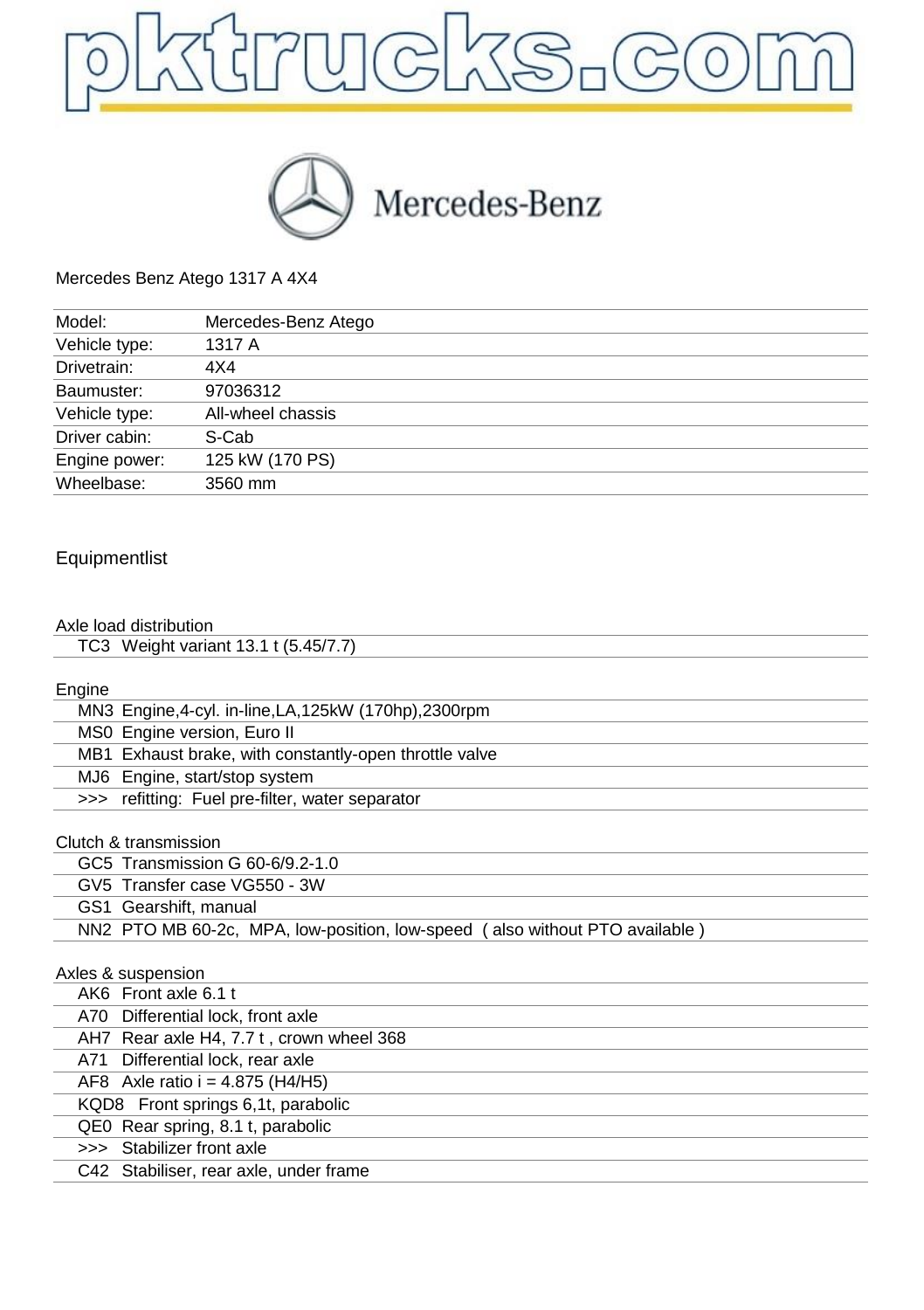pktrucks.com

Mercedes-Benz

Mercedes Benz Atego 1317 A 4X4

| Model: | Mercedes-Benz Atego |
|---|---|
| Vehicle type: | 1317 A |
| Drivetrain: | 4X4 |
| Baumuster: | 97036312 |
| Vehicle type: | All-wheel chassis |
| Driver cabin: | S-Cab |
| Engine power: | 125 kW (170 PS) |
| Wheelbase: | 3560 mm |

## Equipmentlist

### Axle load distribution

| | |
|---|---|
| TC3 | Weight variant 13.1 t (5.45/7.7) |

### Engine

| | |
|---|---|
| MN3 | Engine,4-cyl. in-line,LA,125kW (170hp),2300rpm |
| MS0 | Engine version, Euro II |
| MB1 | Exhaust brake, with constantly-open throttle valve |
| MJ6 | Engine, start/stop system |
| >>> | refitting: Fuel pre-filter, water separator |

### Clutch & transmission

| | |
|---|---|
| GC5 | Transmission G 60-6/9.2-1.0 |
| GV5 | Transfer case VG550 - 3W |
| GS1 | Gearshift, manual |
| NN2 | PTO MB 60-2c, MPA, low-position, low-speed ( also without PTO available ) |

### Axles & suspension

| | |
|---|---|
| AK6 | Front axle 6.1 t |
| A70 | Differential lock, front axle |
| AH7 | Rear axle H4, 7.7 t , crown wheel 368 |
| A71 | Differential lock, rear axle |
| AF8 | Axle ratio i = 4.875 (H4/H5) |
| KQD8 | Front springs 6,1t, parabolic |
| QE0 | Rear spring, 8.1 t, parabolic |
| >>> | Stabilizer front axle |
| C42 | Stabiliser, rear axle, under frame |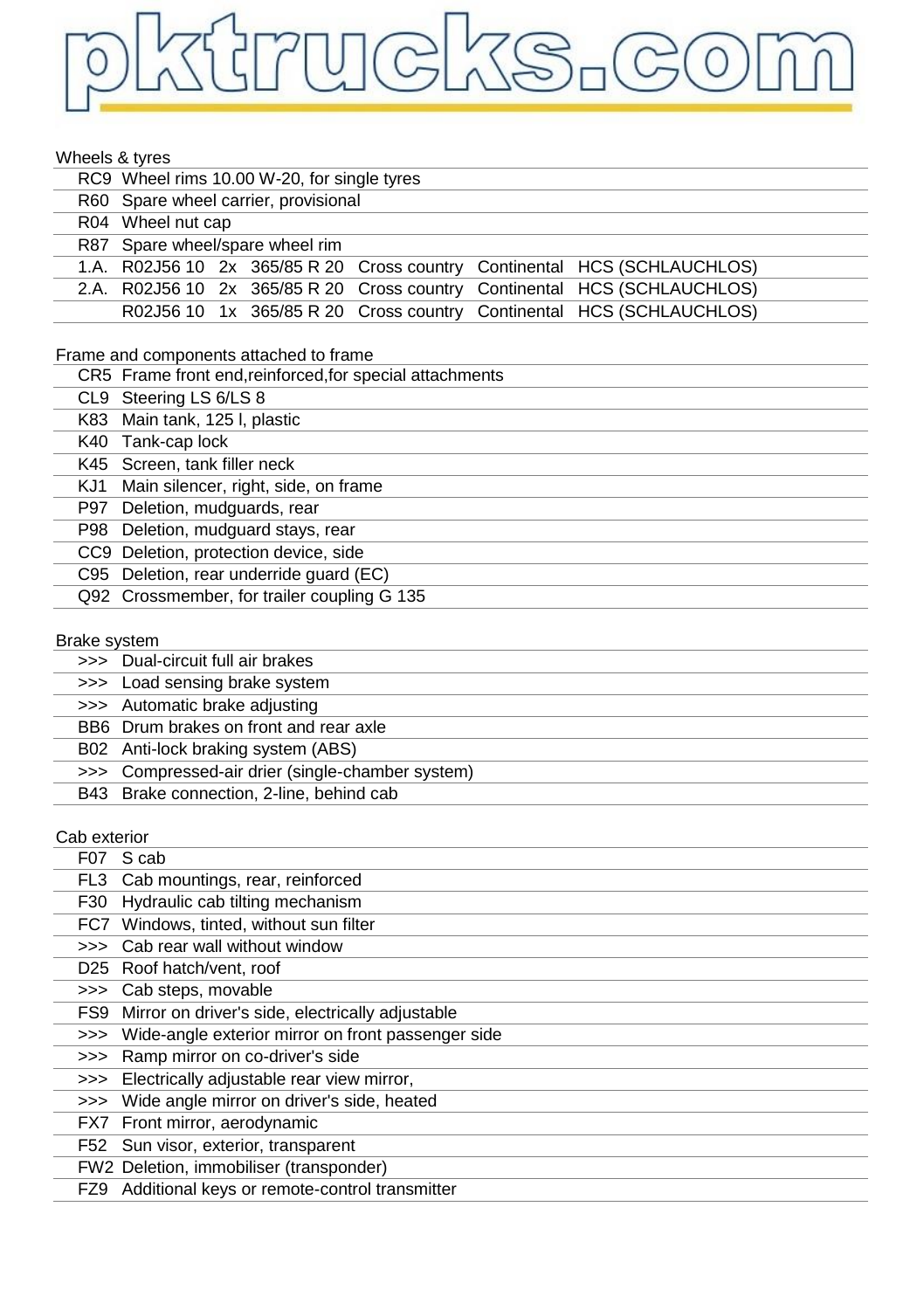pktrucks.com

## Wheels & tyres

| | | | | | | |
|---|---|---|---|---|---|---|
| RC9 | Wheel rims 10.00 W-20, for single tyres | | | | | |
| R60 | Spare wheel carrier, provisional | | | | | |
| R04 | Wheel nut cap | | | | | |
| R87 | Spare wheel/spare wheel rim | | | | | |
| 1.A. | R02J56 10 | 2x | 365/85 R 20 | Cross country | Continental | HCS (SCHLAUCHLOS) |
| 2.A. | R02J56 10 | 2x | 365/85 R 20 | Cross country | Continental | HCS (SCHLAUCHLOS) |
| | R02J56 10 | 1x | 365/85 R 20 | Cross country | Continental | HCS (SCHLAUCHLOS) |

## Frame and components attached to frame

| | |
|---|---|
| CR5 | Frame front end,reinforced,for special attachments |
| CL9 | Steering LS 6/LS 8 |
| K83 | Main tank, 125 l, plastic |
| K40 | Tank-cap lock |
| K45 | Screen, tank filler neck |
| KJ1 | Main silencer, right, side, on frame |
| P97 | Deletion, mudguards, rear |
| P98 | Deletion, mudguard stays, rear |
| CC9 | Deletion, protection device, side |
| C95 | Deletion, rear underride guard (EC) |
| Q92 | Crossmember, for trailer coupling G 135 |

## Brake system

| | |
|---|---|
| >>> | Dual-circuit full air brakes |
| >>> | Load sensing brake system |
| >>> | Automatic brake adjusting |
| BB6 | Drum brakes on front and rear axle |
| B02 | Anti-lock braking system (ABS) |
| >>> | Compressed-air drier (single-chamber system) |
| B43 | Brake connection, 2-line, behind cab |

## Cab exterior

| | |
|---|---|
| F07 | S cab |
| FL3 | Cab mountings, rear, reinforced |
| F30 | Hydraulic cab tilting mechanism |
| FC7 | Windows, tinted, without sun filter |
| >>> | Cab rear wall without window |
| D25 | Roof hatch/vent, roof |
| >>> | Cab steps, movable |
| FS9 | Mirror on driver's side, electrically adjustable |
| >>> | Wide-angle exterior mirror on front passenger side |
| >>> | Ramp mirror on co-driver's side |
| >>> | Electrically adjustable rear view mirror, |
| >>> | Wide angle mirror on driver's side, heated |
| FX7 | Front mirror, aerodynamic |
| F52 | Sun visor, exterior, transparent |
| FW2 | Deletion, immobiliser (transponder) |
| FZ9 | Additional keys or remote-control transmitter |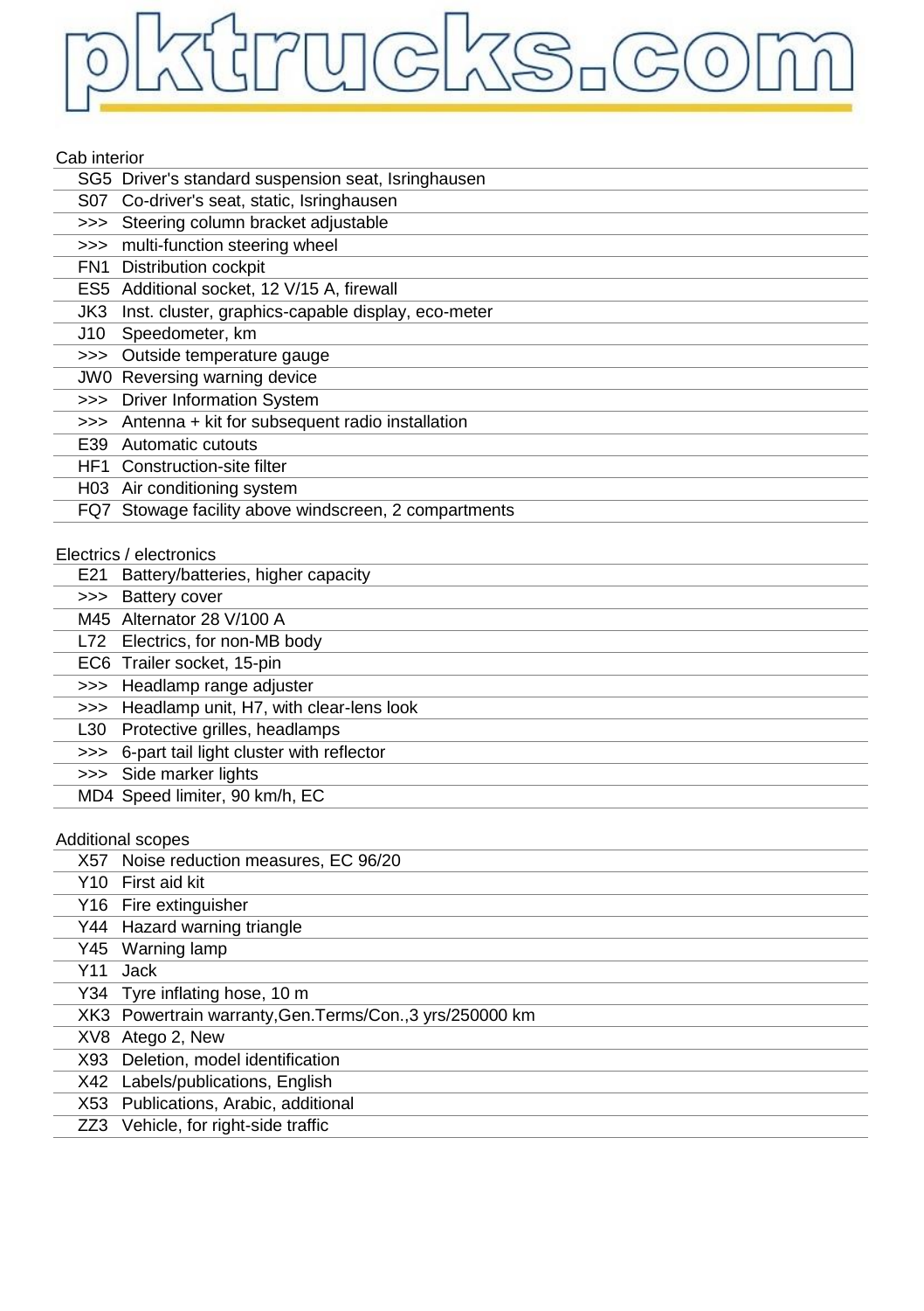pktrucks.com

Cab interior

| | |
|---|---|
| SG5 | Driver's standard suspension seat, Isringhausen |
| S07 | Co-driver's seat, static, Isringhausen |
| >>> | Steering column bracket adjustable |
| >>> | multi-function steering wheel |
| FN1 | Distribution cockpit |
| ES5 | Additional socket, 12 V/15 A, firewall |
| JK3 | Inst. cluster, graphics-capable display, eco-meter |
| J10 | Speedometer, km |
| >>> | Outside temperature gauge |
| JW0 | Reversing warning device |
| >>> | Driver Information System |
| >>> | Antenna + kit for subsequent radio installation |
| E39 | Automatic cutouts |
| HF1 | Construction-site filter |
| H03 | Air conditioning system |
| FQ7 | Stowage facility above windscreen, 2 compartments |

Electrics / electronics

| | |
|---|---|
| E21 | Battery/batteries, higher capacity |
| >>> | Battery cover |
| M45 | Alternator 28 V/100 A |
| L72 | Electrics, for non-MB body |
| EC6 | Trailer socket, 15-pin |
| >>> | Headlamp range adjuster |
| >>> | Headlamp unit, H7, with clear-lens look |
| L30 | Protective grilles, headlamps |
| >>> | 6-part tail light cluster with reflector |
| >>> | Side marker lights |
| MD4 | Speed limiter, 90 km/h, EC |

Additional scopes

| | |
|---|---|
| X57 | Noise reduction measures, EC 96/20 |
| Y10 | First aid kit |
| Y16 | Fire extinguisher |
| Y44 | Hazard warning triangle |
| Y45 | Warning lamp |
| Y11 | Jack |
| Y34 | Tyre inflating hose, 10 m |
| XK3 | Powertrain warranty,Gen.Terms/Con.,3 yrs/250000 km |
| XV8 | Atego 2, New |
| X93 | Deletion, model identification |
| X42 | Labels/publications, English |
| X53 | Publications, Arabic, additional |
| ZZ3 | Vehicle, for right-side traffic |